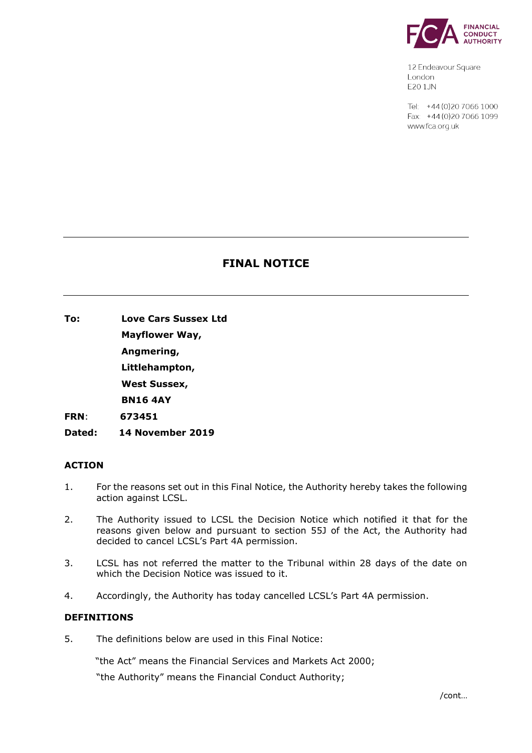FINANCIAL CONDUCT AUTHORITY

12 Endeavour Square
London
E20 1JN

Tel: +44 (0)20 7066 1000
Fax: +44 (0)20 7066 1099
www.fca.org.uk

---

# FINAL NOTICE

---

**To:** **Love Cars Sussex Ltd**
**Mayflower Way,**
**Angmering,**
**Littlehampton,**
**West Sussex,**
**BN16 4AY**

**FRN**: **673451**

**Dated:** **14 November 2019**

## ACTION

1. For the reasons set out in this Final Notice, the Authority hereby takes the following action against LCSL.

2. The Authority issued to LCSL the Decision Notice which notified it that for the reasons given below and pursuant to section 55J of the Act, the Authority had decided to cancel LCSL's Part 4A permission.

3. LCSL has not referred the matter to the Tribunal within 28 days of the date on which the Decision Notice was issued to it.

4. Accordingly, the Authority has today cancelled LCSL's Part 4A permission.

## DEFINITIONS

5. The definitions below are used in this Final Notice:

   "the Act" means the Financial Services and Markets Act 2000;

   "the Authority" means the Financial Conduct Authority;

/cont…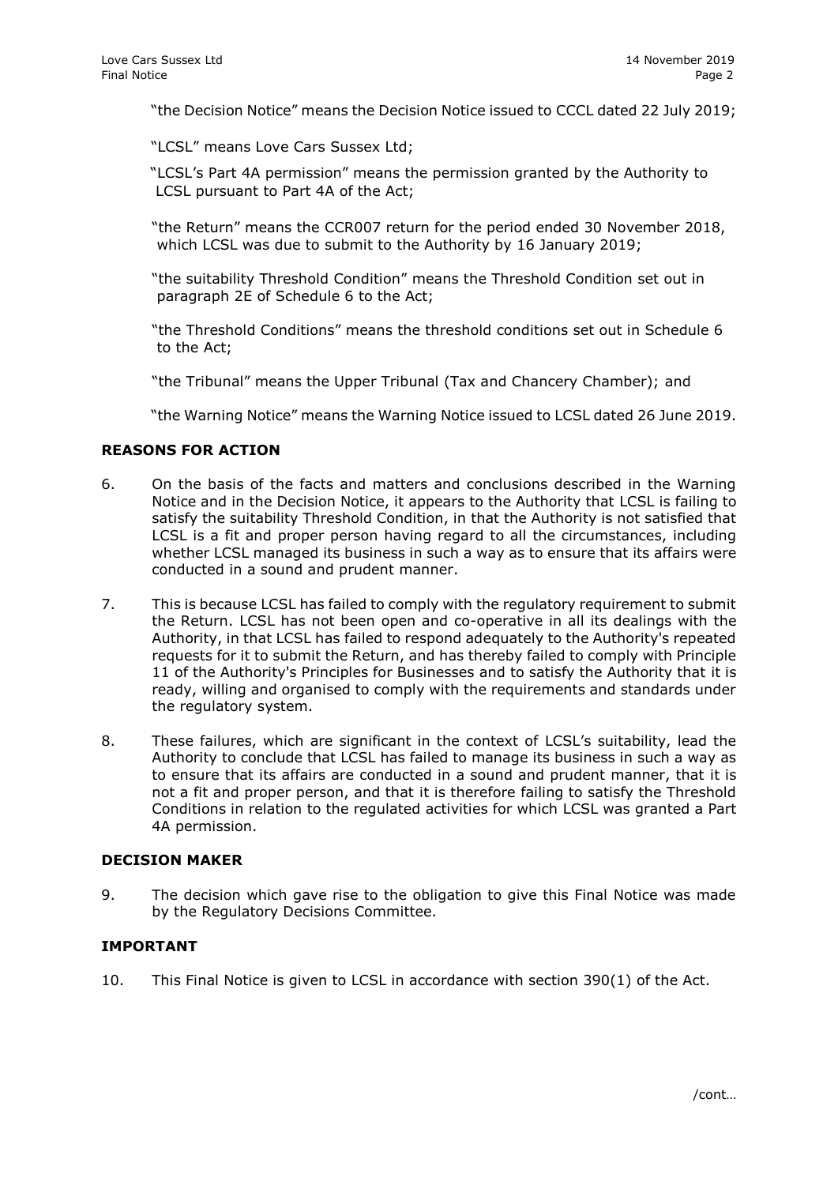"the Decision Notice" means the Decision Notice issued to CCCL dated 22 July 2019;

"LCSL" means Love Cars Sussex Ltd;

"LCSL's Part 4A permission" means the permission granted by the Authority to LCSL pursuant to Part 4A of the Act;

"the Return" means the CCR007 return for the period ended 30 November 2018, which LCSL was due to submit to the Authority by 16 January 2019;

"the suitability Threshold Condition" means the Threshold Condition set out in paragraph 2E of Schedule 6 to the Act;

"the Threshold Conditions" means the threshold conditions set out in Schedule 6 to the Act;

"the Tribunal" means the Upper Tribunal (Tax and Chancery Chamber); and

"the Warning Notice" means the Warning Notice issued to LCSL dated 26 June 2019.

## REASONS FOR ACTION

6. On the basis of the facts and matters and conclusions described in the Warning Notice and in the Decision Notice, it appears to the Authority that LCSL is failing to satisfy the suitability Threshold Condition, in that the Authority is not satisfied that LCSL is a fit and proper person having regard to all the circumstances, including whether LCSL managed its business in such a way as to ensure that its affairs were conducted in a sound and prudent manner.

7. This is because LCSL has failed to comply with the regulatory requirement to submit the Return. LCSL has not been open and co-operative in all its dealings with the Authority, in that LCSL has failed to respond adequately to the Authority's repeated requests for it to submit the Return, and has thereby failed to comply with Principle 11 of the Authority's Principles for Businesses and to satisfy the Authority that it is ready, willing and organised to comply with the requirements and standards under the regulatory system.

8. These failures, which are significant in the context of LCSL's suitability, lead the Authority to conclude that LCSL has failed to manage its business in such a way as to ensure that its affairs are conducted in a sound and prudent manner, that it is not a fit and proper person, and that it is therefore failing to satisfy the Threshold Conditions in relation to the regulated activities for which LCSL was granted a Part 4A permission.

## DECISION MAKER

9. The decision which gave rise to the obligation to give this Final Notice was made by the Regulatory Decisions Committee.

## IMPORTANT

10. This Final Notice is given to LCSL in accordance with section 390(1) of the Act.

/cont…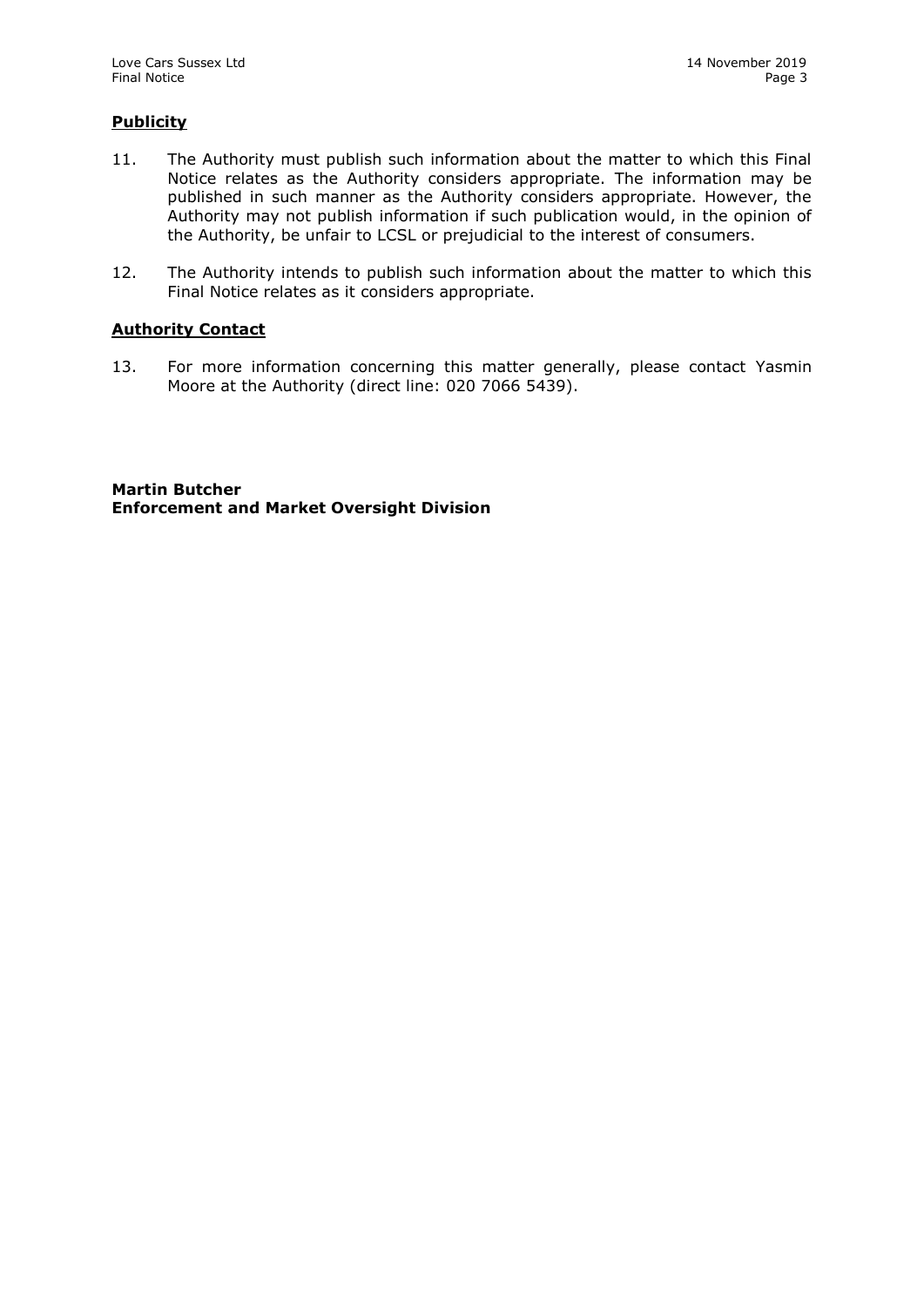**Publicity**

11. The Authority must publish such information about the matter to which this Final Notice relates as the Authority considers appropriate. The information may be published in such manner as the Authority considers appropriate. However, the Authority may not publish information if such publication would, in the opinion of the Authority, be unfair to LCSL or prejudicial to the interest of consumers.

12. The Authority intends to publish such information about the matter to which this Final Notice relates as it considers appropriate.

**Authority Contact**

13. For more information concerning this matter generally, please contact Yasmin Moore at the Authority (direct line: 020 7066 5439).

**Martin Butcher**
**Enforcement and Market Oversight Division**